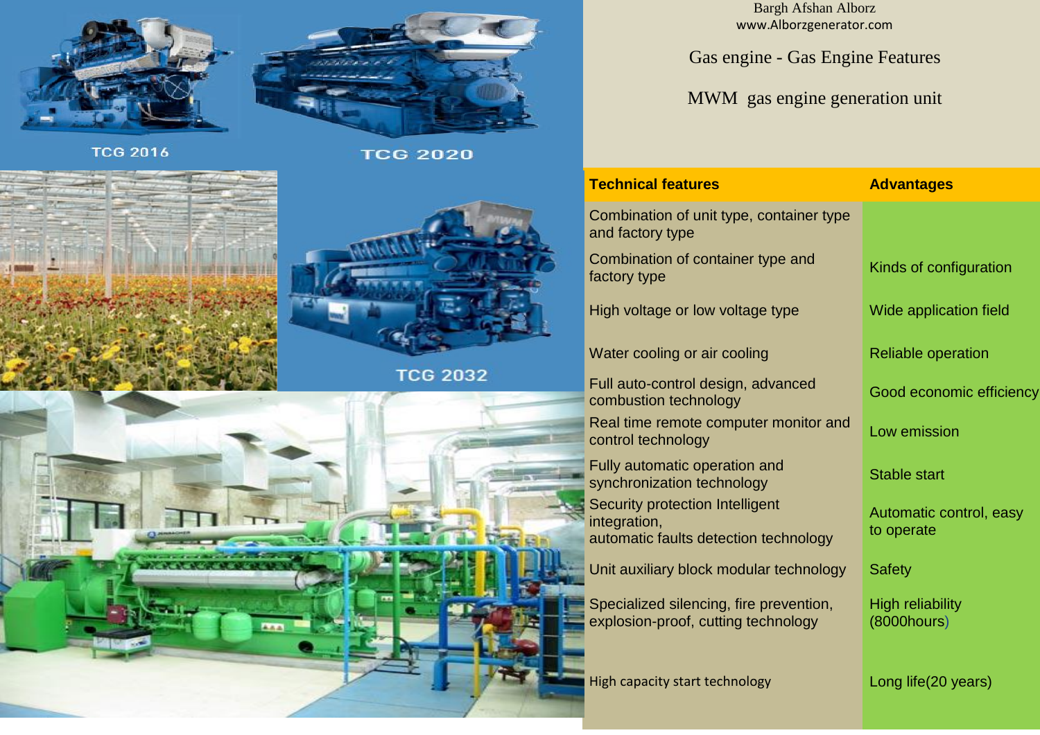Bargh Afshan Alborz
www.Alborzgenerator.com

# Gas engine - Gas Engine Features

## MWM gas engine generation unit

TCG 2016

TCG 2020

TCG 2032

| Technical features | Advantages |
|---|---|
| Combination of unit type, container type and factory type | |
| Combination of container type and factory type | Kinds of configuration |
| High voltage or low voltage type | Wide application field |
| Water cooling or air cooling | Reliable operation |
| Full auto-control design, advanced combustion technology | Good economic efficiency |
| Real time remote computer monitor and control technology | Low emission |
| Fully automatic operation and synchronization technology | Stable start |
| Security protection Intelligent integration, automatic faults detection technology | Automatic control, easy to operate |
| Unit auxiliary block modular technology | Safety |
| Specialized silencing, fire prevention, explosion-proof, cutting technology | High reliability (8000hours) |
| High capacity start technology | Long life(20 years) |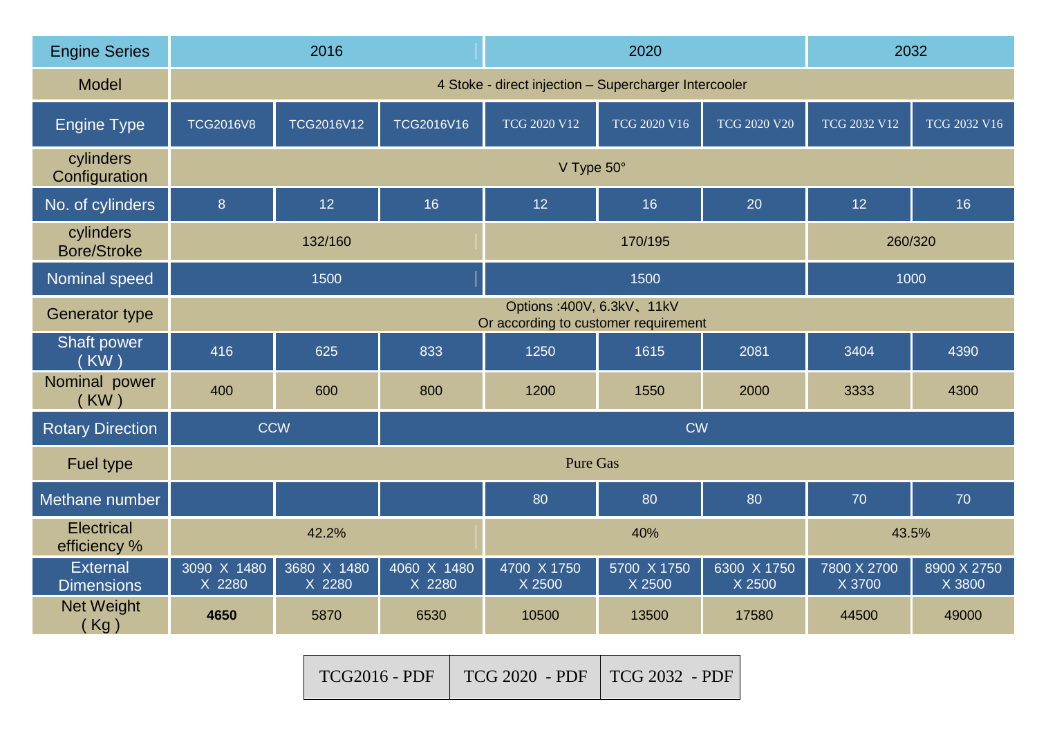| Engine Series | 2016 | | | 2020 | | | 2032 | |
|---|---|---|---|---|---|---|---|---|
| Model | 4 Stoke - direct injection – Supercharger Intercooler | | | | | | | |
| Engine Type | TCG2016V8 | TCG2016V12 | TCG2016V16 | TCG 2020 V12 | TCG 2020 V16 | TCG 2020 V20 | TCG 2032 V12 | TCG 2032 V16 |
| cylinders Configuration | V Type 50° | | | | | | | |
| No. of cylinders | 8 | 12 | 16 | 12 | 16 | 20 | 12 | 16 |
| cylinders Bore/Stroke | 132/160 | | | 170/195 | | | 260/320 | |
| Nominal speed | 1500 | | | 1500 | | | 1000 | |
| Generator type | Options :400V, 6.3kV、11kV Or according to customer requirement | | | | | | | |
| Shaft power ( KW ) | 416 | 625 | 833 | 1250 | 1615 | 2081 | 3404 | 4390 |
| Nominal power ( KW ) | 400 | 600 | 800 | 1200 | 1550 | 2000 | 3333 | 4300 |
| Rotary Direction | CCW | | CW | | | | | |
| Fuel type | Pure Gas | | | | | | | |
| Methane number | | | | 80 | 80 | 80 | 70 | 70 |
| Electrical efficiency % | 42.2% | | | 40% | | | 43.5% | |
| External Dimensions | 3090 X 1480 X 2280 | 3680 X 1480 X 2280 | 4060 X 1480 X 2280 | 4700 X 1750 X 2500 | 5700 X 1750 X 2500 | 6300 X 1750 X 2500 | 7800 X 2700 X 3700 | 8900 X 2750 X 3800 |
| Net Weight ( Kg ) | **4650** | 5870 | 6530 | 10500 | 13500 | 17580 | 44500 | 49000 |

| TCG2016 - PDF | TCG 2020 - PDF | TCG 2032 - PDF |
|---|---|---|